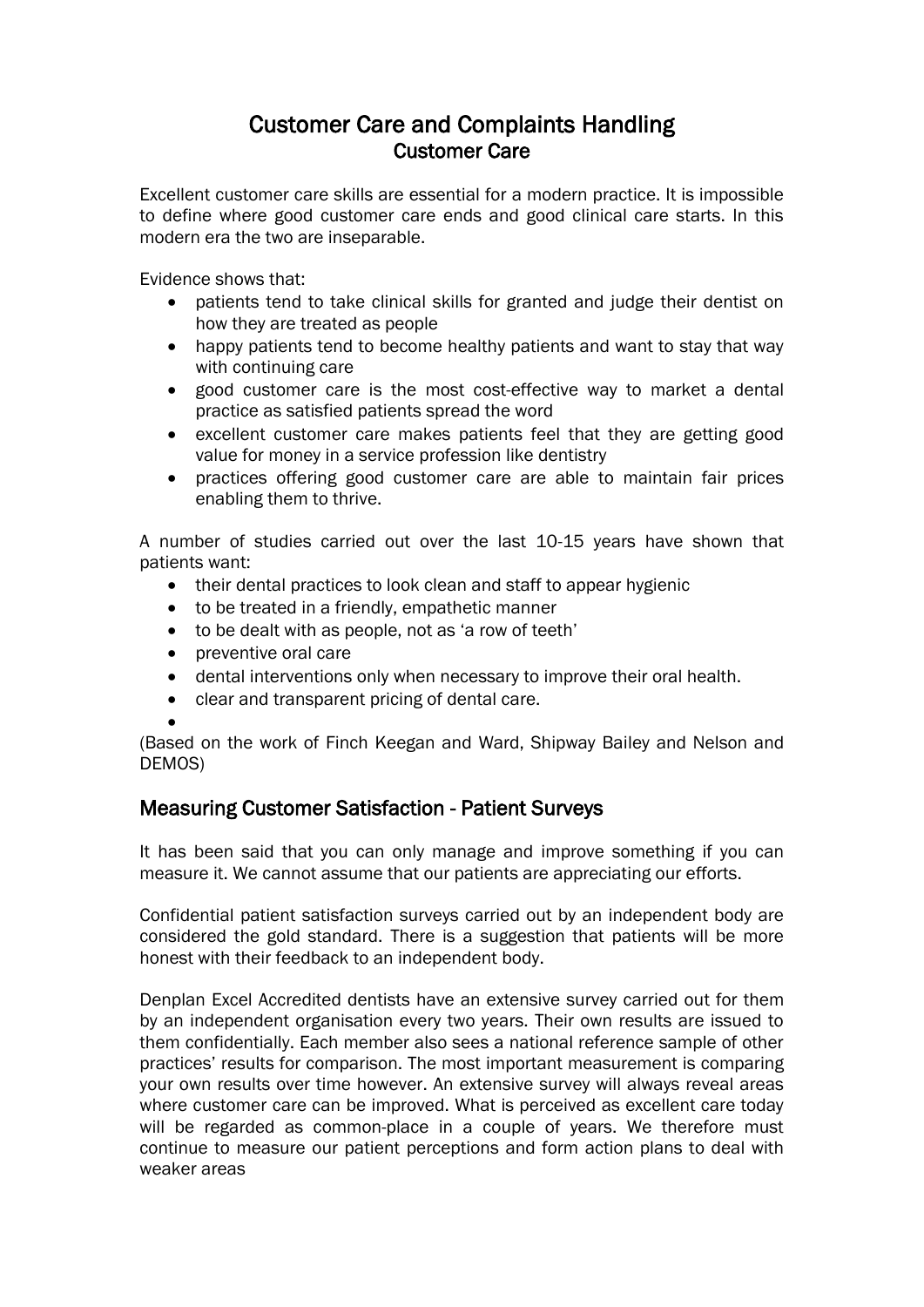# Customer Care and Complaints Handling

## Customer Care

Excellent customer care skills are essential for a modern practice. It is impossible to define where good customer care ends and good clinical care starts. In this modern era the two are inseparable.

Evidence shows that:

- patients tend to take clinical skills for granted and judge their dentist on how they are treated as people
- happy patients tend to become healthy patients and want to stay that way with continuing care
- good customer care is the most cost-effective way to market a dental practice as satisfied patients spread the word
- excellent customer care makes patients feel that they are getting good value for money in a service profession like dentistry
- practices offering good customer care are able to maintain fair prices enabling them to thrive.

A number of studies carried out over the last 10-15 years have shown that patients want:

- their dental practices to look clean and staff to appear hygienic
- to be treated in a friendly, empathetic manner
- to be dealt with as people, not as 'a row of teeth'
- preventive oral care
- dental interventions only when necessary to improve their oral health.
- clear and transparent pricing of dental care.

(Based on the work of Finch Keegan and Ward, Shipway Bailey and Nelson and DEMOS)

## Measuring Customer Satisfaction - Patient Surveys

It has been said that you can only manage and improve something if you can measure it. We cannot assume that our patients are appreciating our efforts.

Confidential patient satisfaction surveys carried out by an independent body are considered the gold standard. There is a suggestion that patients will be more honest with their feedback to an independent body.

Denplan Excel Accredited dentists have an extensive survey carried out for them by an independent organisation every two years. Their own results are issued to them confidentially. Each member also sees a national reference sample of other practices' results for comparison. The most important measurement is comparing your own results over time however. An extensive survey will always reveal areas where customer care can be improved. What is perceived as excellent care today will be regarded as common-place in a couple of years. We therefore must continue to measure our patient perceptions and form action plans to deal with weaker areas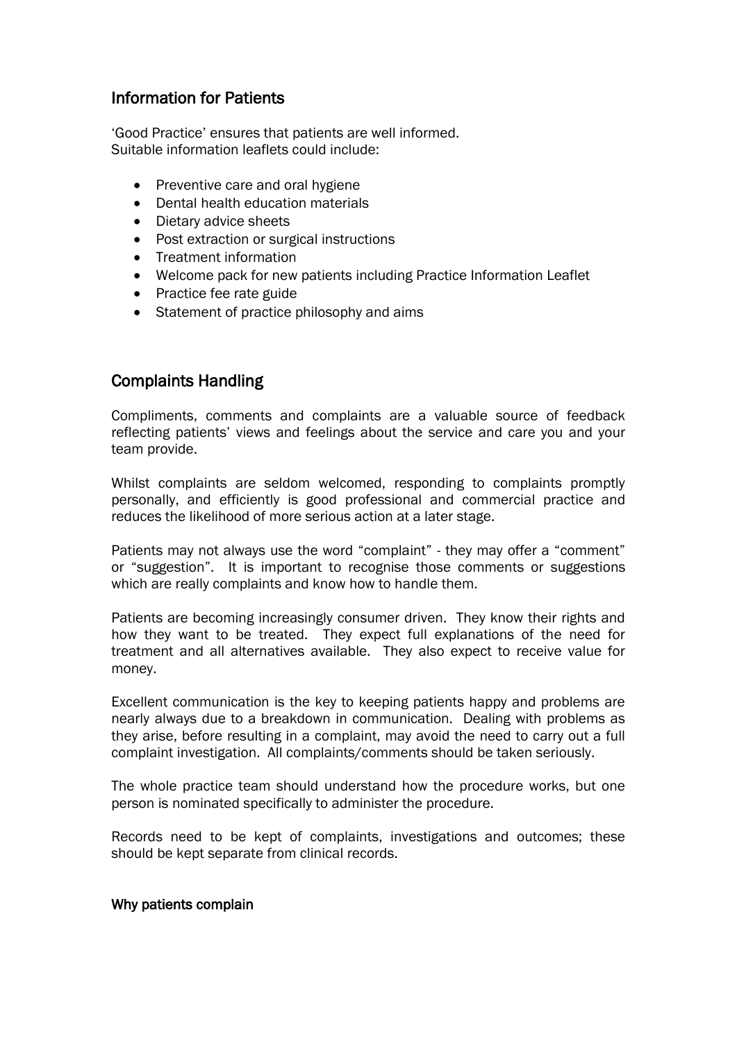## Information for Patients

'Good Practice' ensures that patients are well informed.
Suitable information leaflets could include:

- Preventive care and oral hygiene
- Dental health education materials
- Dietary advice sheets
- Post extraction or surgical instructions
- Treatment information
- Welcome pack for new patients including Practice Information Leaflet
- Practice fee rate guide
- Statement of practice philosophy and aims

## Complaints Handling

Compliments, comments and complaints are a valuable source of feedback reflecting patients' views and feelings about the service and care you and your team provide.

Whilst complaints are seldom welcomed, responding to complaints promptly personally, and efficiently is good professional and commercial practice and reduces the likelihood of more serious action at a later stage.

Patients may not always use the word "complaint" - they may offer a "comment" or "suggestion". It is important to recognise those comments or suggestions which are really complaints and know how to handle them.

Patients are becoming increasingly consumer driven. They know their rights and how they want to be treated. They expect full explanations of the need for treatment and all alternatives available. They also expect to receive value for money.

Excellent communication is the key to keeping patients happy and problems are nearly always due to a breakdown in communication. Dealing with problems as they arise, before resulting in a complaint, may avoid the need to carry out a full complaint investigation. All complaints/comments should be taken seriously.

The whole practice team should understand how the procedure works, but one person is nominated specifically to administer the procedure.

Records need to be kept of complaints, investigations and outcomes; these should be kept separate from clinical records.

### Why patients complain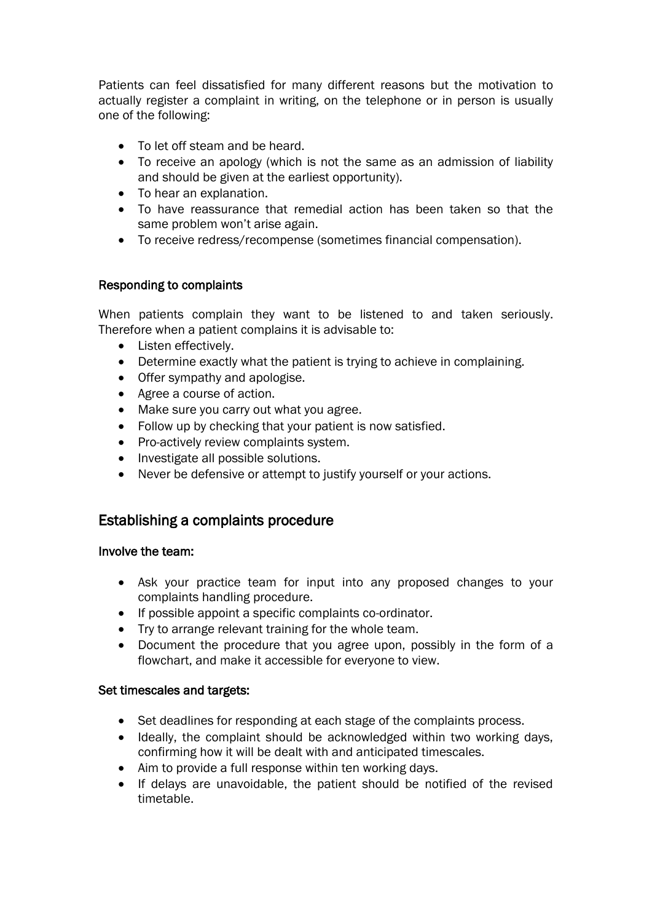Patients can feel dissatisfied for many different reasons but the motivation to actually register a complaint in writing, on the telephone or in person is usually one of the following:

- To let off steam and be heard.
- To receive an apology (which is not the same as an admission of liability and should be given at the earliest opportunity).
- To hear an explanation.
- To have reassurance that remedial action has been taken so that the same problem won't arise again.
- To receive redress/recompense (sometimes financial compensation).

### Responding to complaints

When patients complain they want to be listened to and taken seriously. Therefore when a patient complains it is advisable to:

- Listen effectively.
- Determine exactly what the patient is trying to achieve in complaining.
- Offer sympathy and apologise.
- Agree a course of action.
- Make sure you carry out what you agree.
- Follow up by checking that your patient is now satisfied.
- Pro-actively review complaints system.
- Investigate all possible solutions.
- Never be defensive or attempt to justify yourself or your actions.

## Establishing a complaints procedure

### Involve the team:

- Ask your practice team for input into any proposed changes to your complaints handling procedure.
- If possible appoint a specific complaints co-ordinator.
- Try to arrange relevant training for the whole team.
- Document the procedure that you agree upon, possibly in the form of a flowchart, and make it accessible for everyone to view.

### Set timescales and targets:

- Set deadlines for responding at each stage of the complaints process.
- Ideally, the complaint should be acknowledged within two working days, confirming how it will be dealt with and anticipated timescales.
- Aim to provide a full response within ten working days.
- If delays are unavoidable, the patient should be notified of the revised timetable.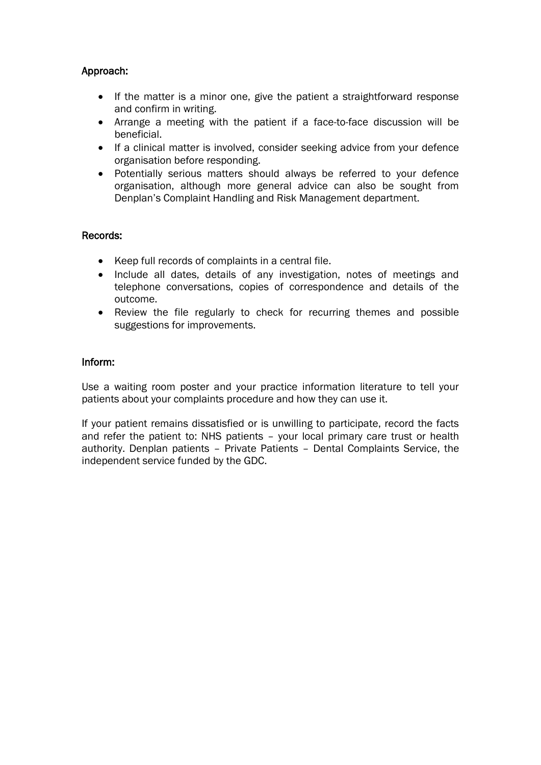### Approach:

- If the matter is a minor one, give the patient a straightforward response and confirm in writing.
- Arrange a meeting with the patient if a face-to-face discussion will be beneficial.
- If a clinical matter is involved, consider seeking advice from your defence organisation before responding.
- Potentially serious matters should always be referred to your defence organisation, although more general advice can also be sought from Denplan's Complaint Handling and Risk Management department.

### Records:

- Keep full records of complaints in a central file.
- Include all dates, details of any investigation, notes of meetings and telephone conversations, copies of correspondence and details of the outcome.
- Review the file regularly to check for recurring themes and possible suggestions for improvements.

### Inform:

Use a waiting room poster and your practice information literature to tell your patients about your complaints procedure and how they can use it.

If your patient remains dissatisfied or is unwilling to participate, record the facts and refer the patient to: NHS patients – your local primary care trust or health authority. Denplan patients – Private Patients – Dental Complaints Service, the independent service funded by the GDC.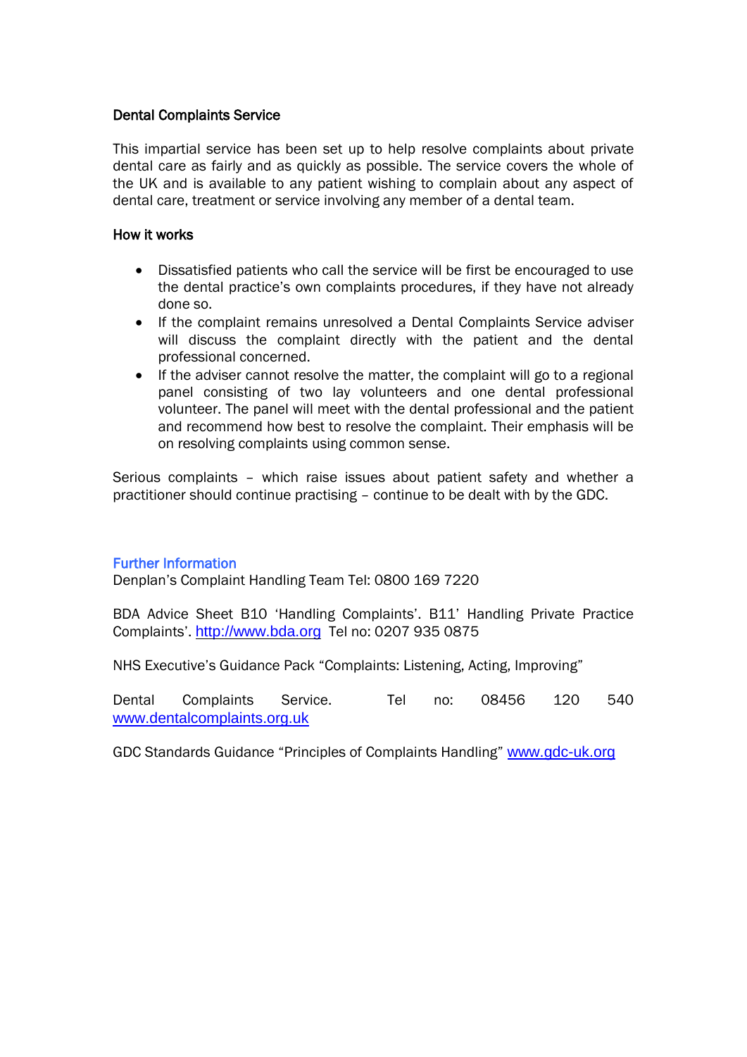### Dental Complaints Service

This impartial service has been set up to help resolve complaints about private dental care as fairly and as quickly as possible. The service covers the whole of the UK and is available to any patient wishing to complain about any aspect of dental care, treatment or service involving any member of a dental team.

### How it works

- Dissatisfied patients who call the service will be first be encouraged to use the dental practice's own complaints procedures, if they have not already done so.
- If the complaint remains unresolved a Dental Complaints Service adviser will discuss the complaint directly with the patient and the dental professional concerned.
- If the adviser cannot resolve the matter, the complaint will go to a regional panel consisting of two lay volunteers and one dental professional volunteer. The panel will meet with the dental professional and the patient and recommend how best to resolve the complaint. Their emphasis will be on resolving complaints using common sense.

Serious complaints – which raise issues about patient safety and whether a practitioner should continue practising – continue to be dealt with by the GDC.

### Further Information

Denplan's Complaint Handling Team Tel: 0800 169 7220

BDA Advice Sheet B10 'Handling Complaints'. B11' Handling Private Practice Complaints'. http://www.bda.org Tel no: 0207 935 0875

NHS Executive's Guidance Pack "Complaints: Listening, Acting, Improving"

Dental Complaints Service. Tel no: 08456 120 540 www.dentalcomplaints.org.uk

GDC Standards Guidance "Principles of Complaints Handling" www.gdc-uk.org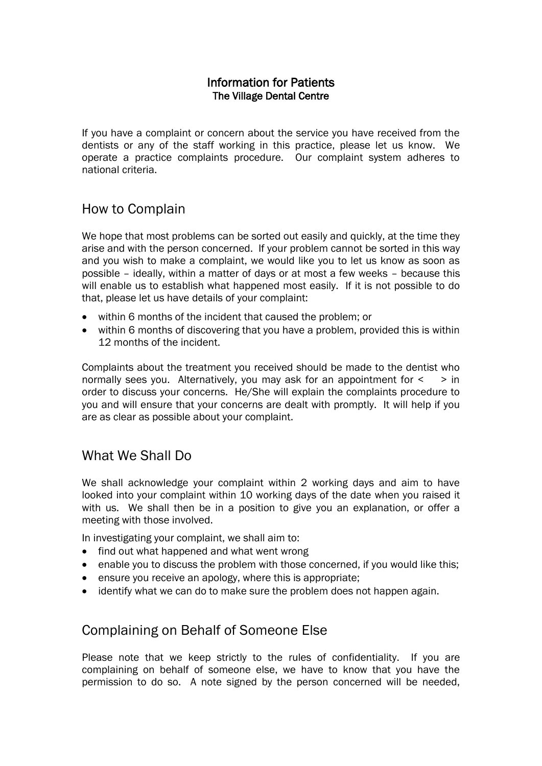## Information for Patients
### The Village Dental Centre

If you have a complaint or concern about the service you have received from the dentists or any of the staff working in this practice, please let us know. We operate a practice complaints procedure. Our complaint system adheres to national criteria.

## How to Complain

We hope that most problems can be sorted out easily and quickly, at the time they arise and with the person concerned. If your problem cannot be sorted in this way and you wish to make a complaint, we would like you to let us know as soon as possible – ideally, within a matter of days or at most a few weeks – because this will enable us to establish what happened most easily. If it is not possible to do that, please let us have details of your complaint:

- within 6 months of the incident that caused the problem; or
- within 6 months of discovering that you have a problem, provided this is within 12 months of the incident.

Complaints about the treatment you received should be made to the dentist who normally sees you. Alternatively, you may ask for an appointment for < > in order to discuss your concerns. He/She will explain the complaints procedure to you and will ensure that your concerns are dealt with promptly. It will help if you are as clear as possible about your complaint.

## What We Shall Do

We shall acknowledge your complaint within 2 working days and aim to have looked into your complaint within 10 working days of the date when you raised it with us. We shall then be in a position to give you an explanation, or offer a meeting with those involved.

In investigating your complaint, we shall aim to:

- find out what happened and what went wrong
- enable you to discuss the problem with those concerned, if you would like this;
- ensure you receive an apology, where this is appropriate;
- identify what we can do to make sure the problem does not happen again.

## Complaining on Behalf of Someone Else

Please note that we keep strictly to the rules of confidentiality. If you are complaining on behalf of someone else, we have to know that you have the permission to do so. A note signed by the person concerned will be needed,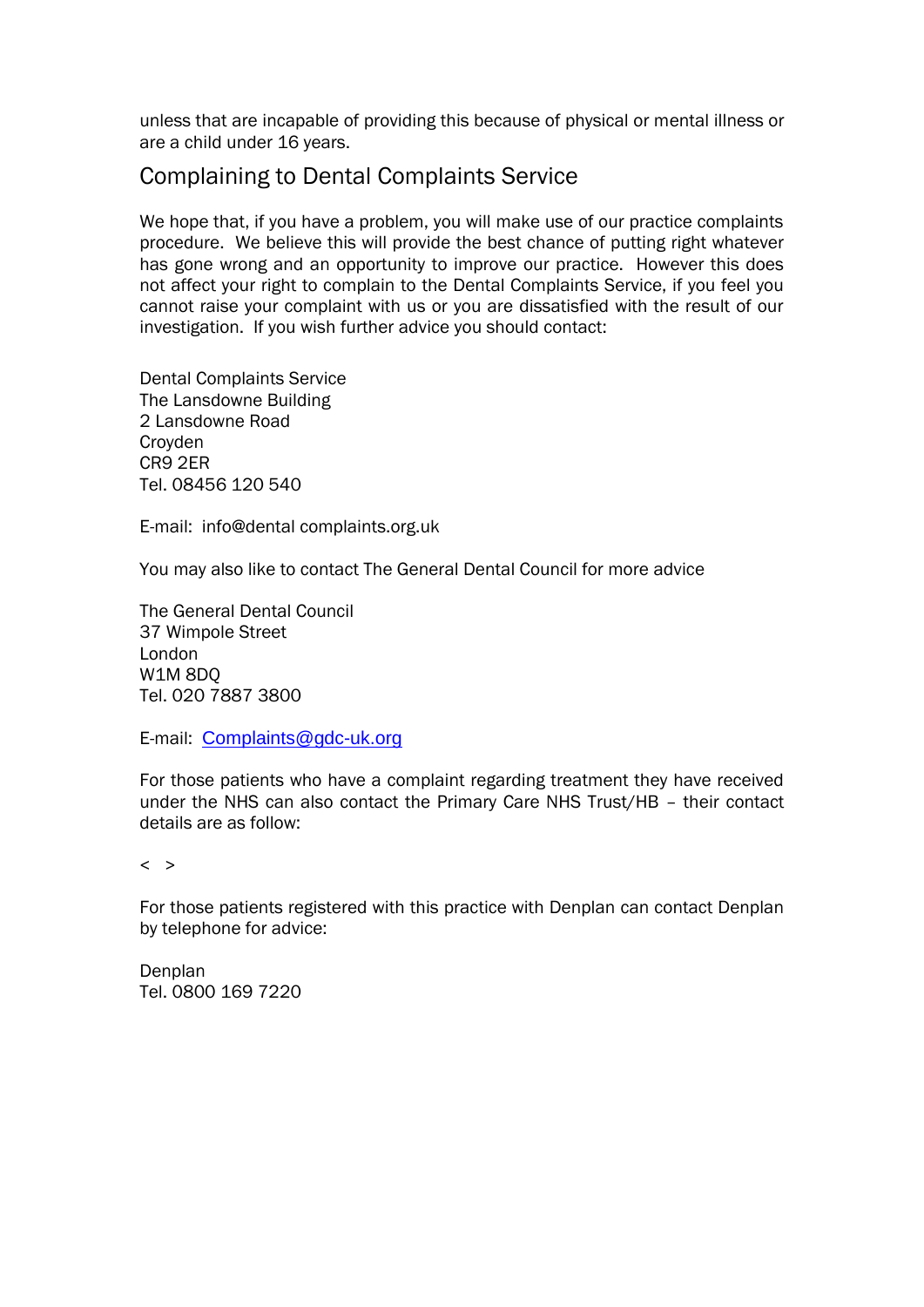unless that are incapable of providing this because of physical or mental illness or are a child under 16 years.

## Complaining to Dental Complaints Service

We hope that, if you have a problem, you will make use of our practice complaints procedure. We believe this will provide the best chance of putting right whatever has gone wrong and an opportunity to improve our practice. However this does not affect your right to complain to the Dental Complaints Service, if you feel you cannot raise your complaint with us or you are dissatisfied with the result of our investigation. If you wish further advice you should contact:

Dental Complaints Service
The Lansdowne Building
2 Lansdowne Road
Croyden
CR9 2ER
Tel. 08456 120 540

E-mail: info@dental complaints.org.uk

You may also like to contact The General Dental Council for more advice

The General Dental Council
37 Wimpole Street
London
W1M 8DQ
Tel. 020 7887 3800

E-mail: Complaints@gdc-uk.org

For those patients who have a complaint regarding treatment they have received under the NHS can also contact the Primary Care NHS Trust/HB – their contact details are as follow:

< >

For those patients registered with this practice with Denplan can contact Denplan by telephone for advice:

Denplan
Tel. 0800 169 7220